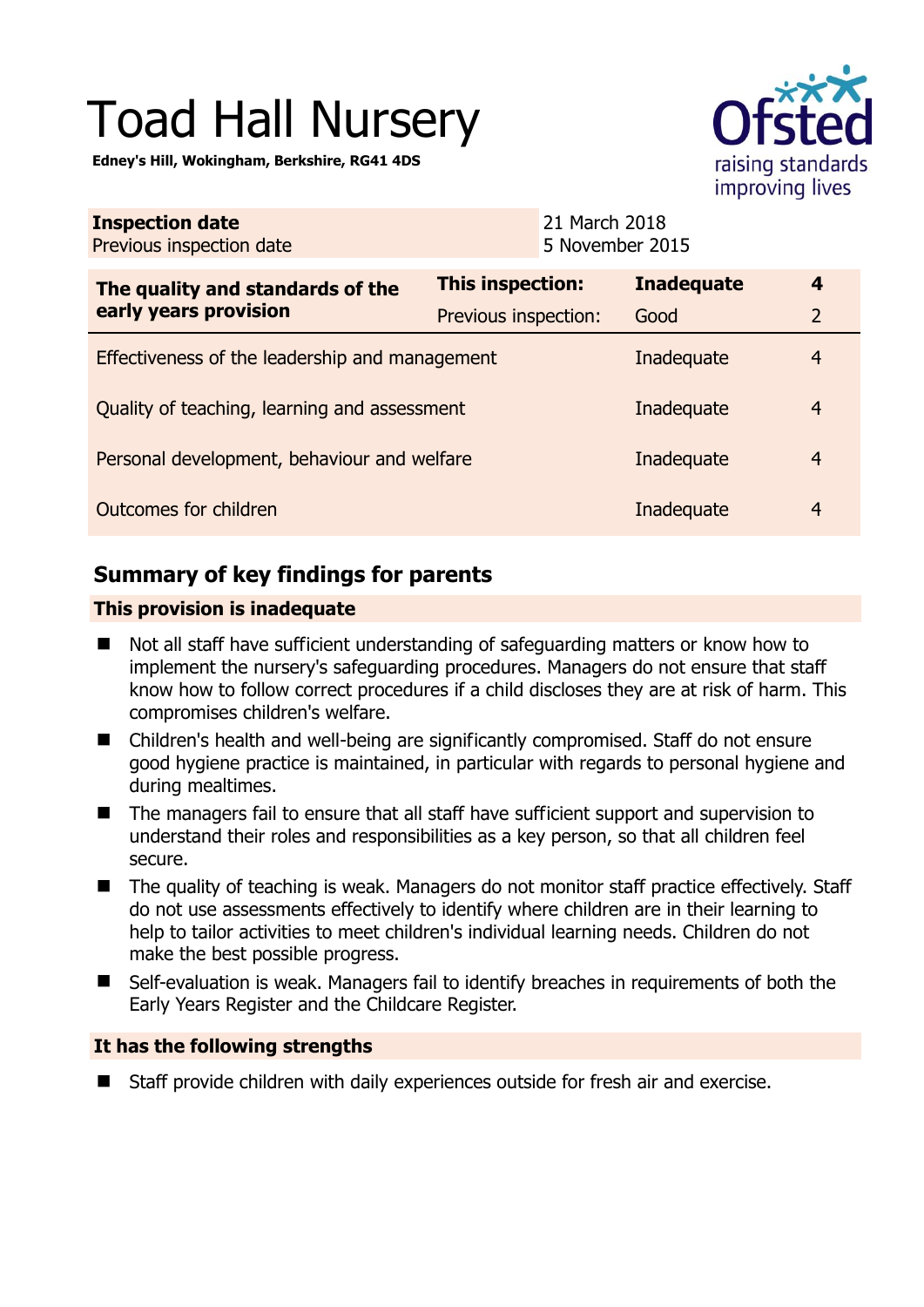# Toad Hall Nursery

**Edney's Hill, Wokingham, Berkshire, RG41 4DS**

| **Inspection date** | 21 March 2018 |
| --- | --- |
| Previous inspection date | 5 November 2015 |

| **The quality and standards of the early years provision** | **This inspection:** | **Inadequate** | **4** |
| --- | --- | --- | --- |
| | Previous inspection: | Good | 2 |
| Effectiveness of the leadership and management | | Inadequate | 4 |
| Quality of teaching, learning and assessment | | Inadequate | 4 |
| Personal development, behaviour and welfare | | Inadequate | 4 |
| Outcomes for children | | Inadequate | 4 |

## Summary of key findings for parents

**This provision is inadequate**

- Not all staff have sufficient understanding of safeguarding matters or know how to implement the nursery's safeguarding procedures. Managers do not ensure that staff know how to follow correct procedures if a child discloses they are at risk of harm. This compromises children's welfare.
- Children's health and well-being are significantly compromised. Staff do not ensure good hygiene practice is maintained, in particular with regards to personal hygiene and during mealtimes.
- The managers fail to ensure that all staff have sufficient support and supervision to understand their roles and responsibilities as a key person, so that all children feel secure.
- The quality of teaching is weak. Managers do not monitor staff practice effectively. Staff do not use assessments effectively to identify where children are in their learning to help to tailor activities to meet children's individual learning needs. Children do not make the best possible progress.
- Self-evaluation is weak. Managers fail to identify breaches in requirements of both the Early Years Register and the Childcare Register.

**It has the following strengths**

- Staff provide children with daily experiences outside for fresh air and exercise.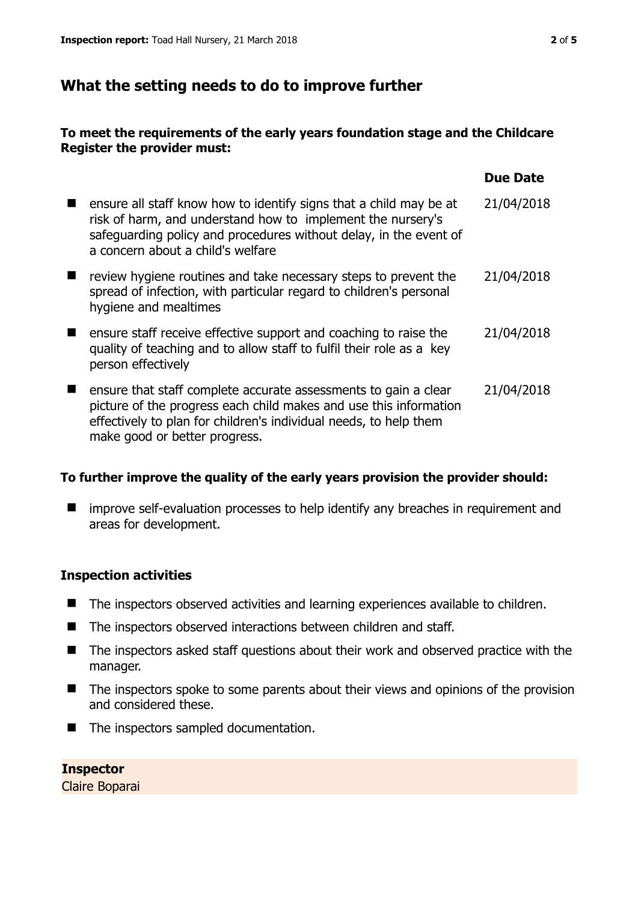## What the setting needs to do to improve further

**To meet the requirements of the early years foundation stage and the Childcare Register the provider must:**

| | Due Date |
|---|---|
| ensure all staff know how to identify signs that a child may be at risk of harm, and understand how to implement the nursery's safeguarding policy and procedures without delay, in the event of a concern about a child's welfare | 21/04/2018 |
| review hygiene routines and take necessary steps to prevent the spread of infection, with particular regard to children's personal hygiene and mealtimes | 21/04/2018 |
| ensure staff receive effective support and coaching to raise the quality of teaching and to allow staff to fulfil their role as a key person effectively | 21/04/2018 |
| ensure that staff complete accurate assessments to gain a clear picture of the progress each child makes and use this information effectively to plan for children's individual needs, to help them make good or better progress. | 21/04/2018 |

**To further improve the quality of the early years provision the provider should:**

- improve self-evaluation processes to help identify any breaches in requirement and areas for development.

### Inspection activities

- The inspectors observed activities and learning experiences available to children.
- The inspectors observed interactions between children and staff.
- The inspectors asked staff questions about their work and observed practice with the manager.
- The inspectors spoke to some parents about their views and opinions of the provision and considered these.
- The inspectors sampled documentation.

**Inspector**
Claire Boparai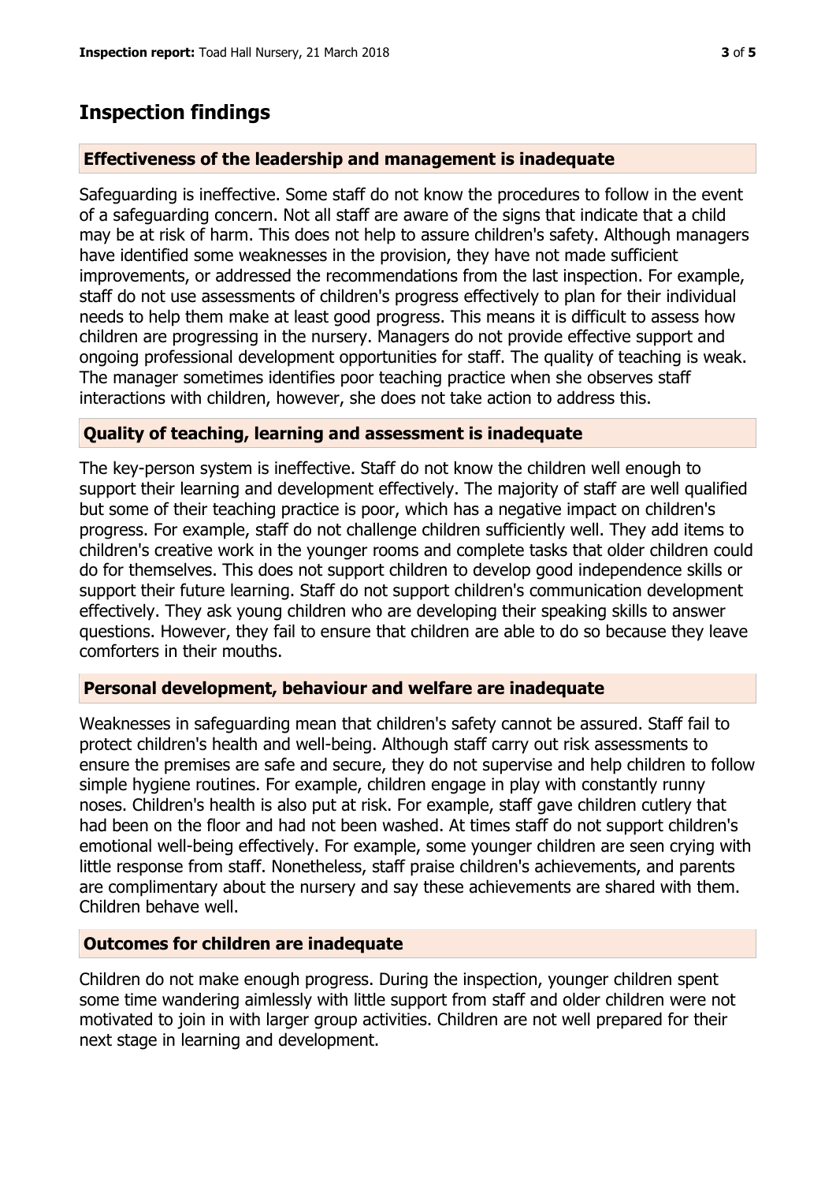## Inspection findings

### Effectiveness of the leadership and management is inadequate

Safeguarding is ineffective. Some staff do not know the procedures to follow in the event of a safeguarding concern. Not all staff are aware of the signs that indicate that a child may be at risk of harm. This does not help to assure children's safety. Although managers have identified some weaknesses in the provision, they have not made sufficient improvements, or addressed the recommendations from the last inspection. For example, staff do not use assessments of children's progress effectively to plan for their individual needs to help them make at least good progress. This means it is difficult to assess how children are progressing in the nursery. Managers do not provide effective support and ongoing professional development opportunities for staff. The quality of teaching is weak. The manager sometimes identifies poor teaching practice when she observes staff interactions with children, however, she does not take action to address this.

### Quality of teaching, learning and assessment is inadequate

The key-person system is ineffective. Staff do not know the children well enough to support their learning and development effectively. The majority of staff are well qualified but some of their teaching practice is poor, which has a negative impact on children's progress. For example, staff do not challenge children sufficiently well. They add items to children's creative work in the younger rooms and complete tasks that older children could do for themselves. This does not support children to develop good independence skills or support their future learning. Staff do not support children's communication development effectively. They ask young children who are developing their speaking skills to answer questions. However, they fail to ensure that children are able to do so because they leave comforters in their mouths.

### Personal development, behaviour and welfare are inadequate

Weaknesses in safeguarding mean that children's safety cannot be assured. Staff fail to protect children's health and well-being. Although staff carry out risk assessments to ensure the premises are safe and secure, they do not supervise and help children to follow simple hygiene routines. For example, children engage in play with constantly runny noses. Children's health is also put at risk. For example, staff gave children cutlery that had been on the floor and had not been washed. At times staff do not support children's emotional well-being effectively. For example, some younger children are seen crying with little response from staff. Nonetheless, staff praise children's achievements, and parents are complimentary about the nursery and say these achievements are shared with them. Children behave well.

### Outcomes for children are inadequate

Children do not make enough progress. During the inspection, younger children spent some time wandering aimlessly with little support from staff and older children were not motivated to join in with larger group activities. Children are not well prepared for their next stage in learning and development.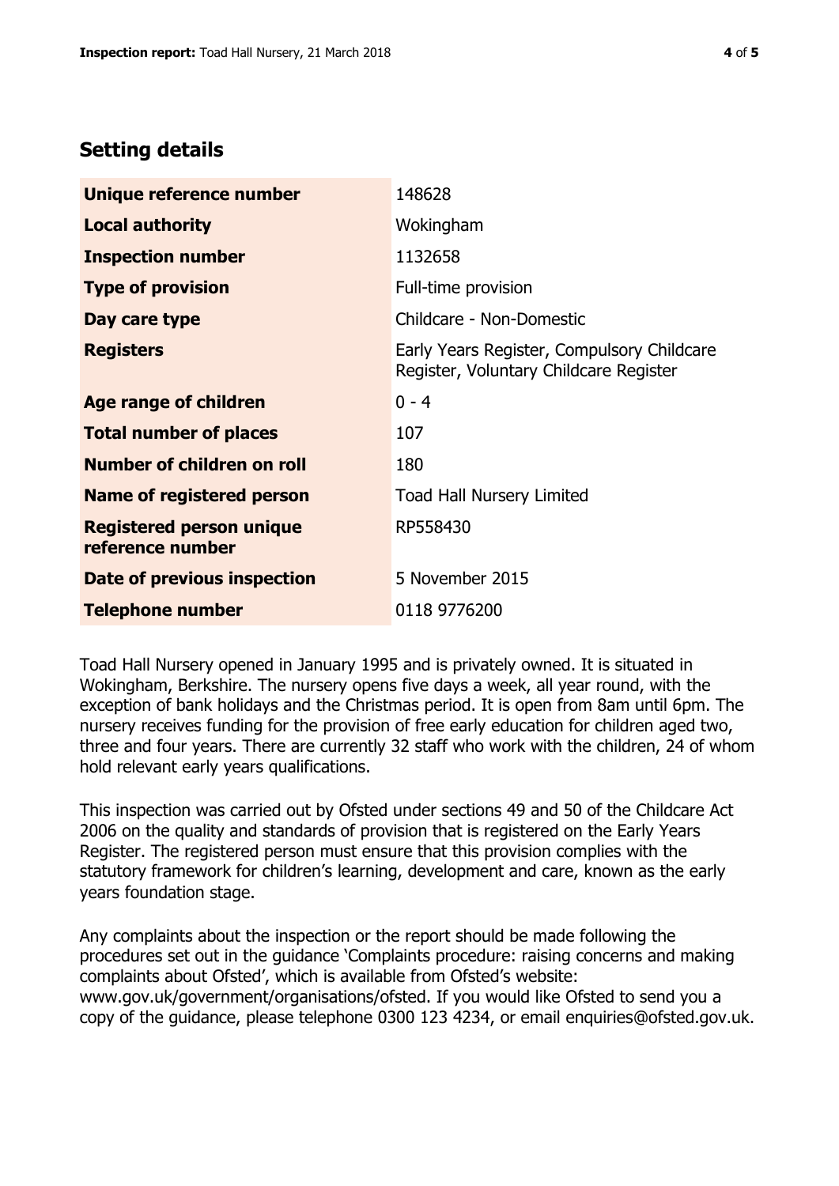## Setting details

| | |
|---|---|
| **Unique reference number** | 148628 |
| **Local authority** | Wokingham |
| **Inspection number** | 1132658 |
| **Type of provision** | Full-time provision |
| **Day care type** | Childcare - Non-Domestic |
| **Registers** | Early Years Register, Compulsory Childcare Register, Voluntary Childcare Register |
| **Age range of children** | 0 - 4 |
| **Total number of places** | 107 |
| **Number of children on roll** | 180 |
| **Name of registered person** | Toad Hall Nursery Limited |
| **Registered person unique reference number** | RP558430 |
| **Date of previous inspection** | 5 November 2015 |
| **Telephone number** | 0118 9776200 |

Toad Hall Nursery opened in January 1995 and is privately owned. It is situated in Wokingham, Berkshire. The nursery opens five days a week, all year round, with the exception of bank holidays and the Christmas period. It is open from 8am until 6pm. The nursery receives funding for the provision of free early education for children aged two, three and four years. There are currently 32 staff who work with the children, 24 of whom hold relevant early years qualifications.

This inspection was carried out by Ofsted under sections 49 and 50 of the Childcare Act 2006 on the quality and standards of provision that is registered on the Early Years Register. The registered person must ensure that this provision complies with the statutory framework for children's learning, development and care, known as the early years foundation stage.

Any complaints about the inspection or the report should be made following the procedures set out in the guidance 'Complaints procedure: raising concerns and making complaints about Ofsted', which is available from Ofsted's website: www.gov.uk/government/organisations/ofsted. If you would like Ofsted to send you a copy of the guidance, please telephone 0300 123 4234, or email enquiries@ofsted.gov.uk.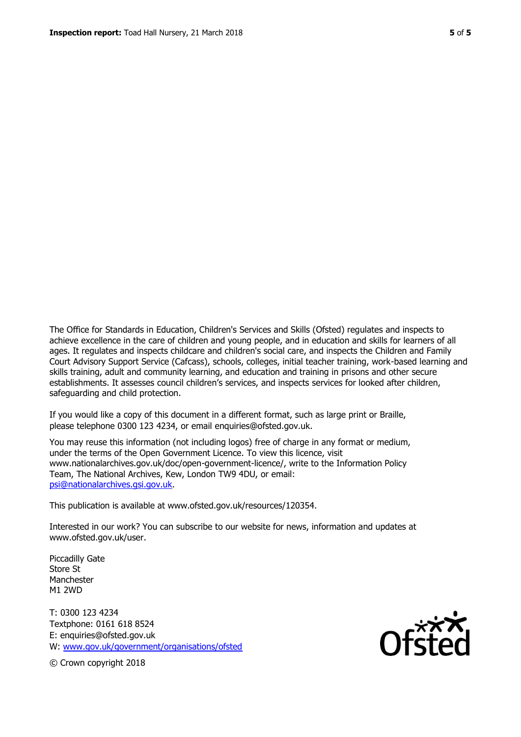The Office for Standards in Education, Children's Services and Skills (Ofsted) regulates and inspects to achieve excellence in the care of children and young people, and in education and skills for learners of all ages. It regulates and inspects childcare and children's social care, and inspects the Children and Family Court Advisory Support Service (Cafcass), schools, colleges, initial teacher training, work-based learning and skills training, adult and community learning, and education and training in prisons and other secure establishments. It assesses council children's services, and inspects services for looked after children, safeguarding and child protection.

If you would like a copy of this document in a different format, such as large print or Braille, please telephone 0300 123 4234, or email enquiries@ofsted.gov.uk.

You may reuse this information (not including logos) free of charge in any format or medium, under the terms of the Open Government Licence. To view this licence, visit www.nationalarchives.gov.uk/doc/open-government-licence/, write to the Information Policy Team, The National Archives, Kew, London TW9 4DU, or email: psi@nationalarchives.gsi.gov.uk.

This publication is available at www.ofsted.gov.uk/resources/120354.

Interested in our work? You can subscribe to our website for news, information and updates at www.ofsted.gov.uk/user.

Piccadilly Gate
Store St
Manchester
M1 2WD

T: 0300 123 4234
Textphone: 0161 618 8524
E: enquiries@ofsted.gov.uk
W: www.gov.uk/government/organisations/ofsted

© Crown copyright 2018